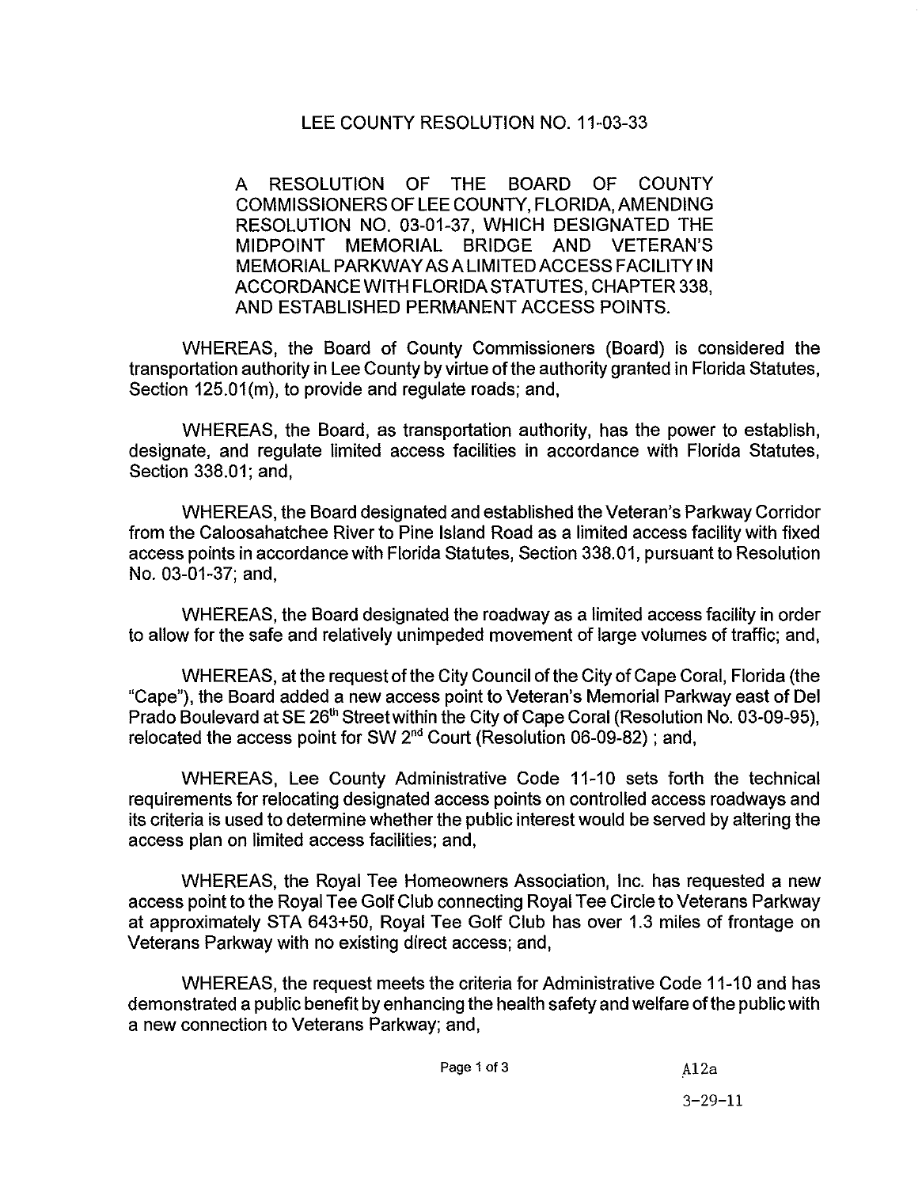# LEE COUNTY RESOLUTION NO. 11-03-33

A RESOLUTION OF THE BOARD OF COUNTY COMMISSIONERS OF LEE COUNTY, FLORIDA, AMENDING RESOLUTION NO. 03-01-37, WHICH DESIGNATED THE MIDPOINT MEMORIAL BRIDGE AND VETERAN'S MEMORIAL PARKWAY AS A LIMITED ACCESS FACILITY IN ACCORDANCE WITH FLORIDA STATUTES, CHAPTER 338, AND ESTABLISHED PERMANENT ACCESS POINTS.

WHEREAS, the Board of County Commissioners (Board) is considered the transportation authority in Lee County by virtue of the authority granted in Florida Statutes, Section 125.01(m), to provide and regulate roads; and,

WHEREAS, the Board, as transportation authority, has the power to establish, designate, and regulate limited access facilities in accordance with Florida Statutes, Section 338.01; and,

WHEREAS, the Board designated and established the Veteran's Parkway Corridor from the Caloosahatchee River to Pine Island Road as a limited access facility with fixed access points in accordance with Florida Statutes, Section 338.01, pursuant to Resolution No. 03-01-37; and,

WHEREAS, the Board designated the roadway as a limited access facility in order to allow for the safe and relatively unimpeded movement of large volumes of traffic; and,

WHEREAS, at the request of the City Council of the City of Cape Coral, Florida (the "Cape"), the Board added a new access point to Veteran's Memorial Parkway east of Del Prado Boulevard at SE 26th Street within the City of Cape Coral (Resolution No. 03-09-95), relocated the access point for SW 2nd Court (Resolution 06-09-82) ; and,

WHEREAS, Lee County Administrative Code 11-10 sets forth the technical requirements for relocating designated access points on controlled access roadways and its criteria is used to determine whether the public interest would be served by altering the access plan on limited access facilities; and,

WHEREAS, the Royal Tee Homeowners Association, Inc. has requested a new access point to the Royal Tee Golf Club connecting Royal Tee Circle to Veterans Parkway at approximately STA 643+50, Royal Tee Golf Club has over 1.3 miles of frontage on Veterans Parkway with no existing direct access; and,

WHEREAS, the request meets the criteria for Administrative Code 11-10 and has demonstrated a public benefit by enhancing the health safety and welfare of the public with a new connection to Veterans Parkway; and,

A12a

3-29-11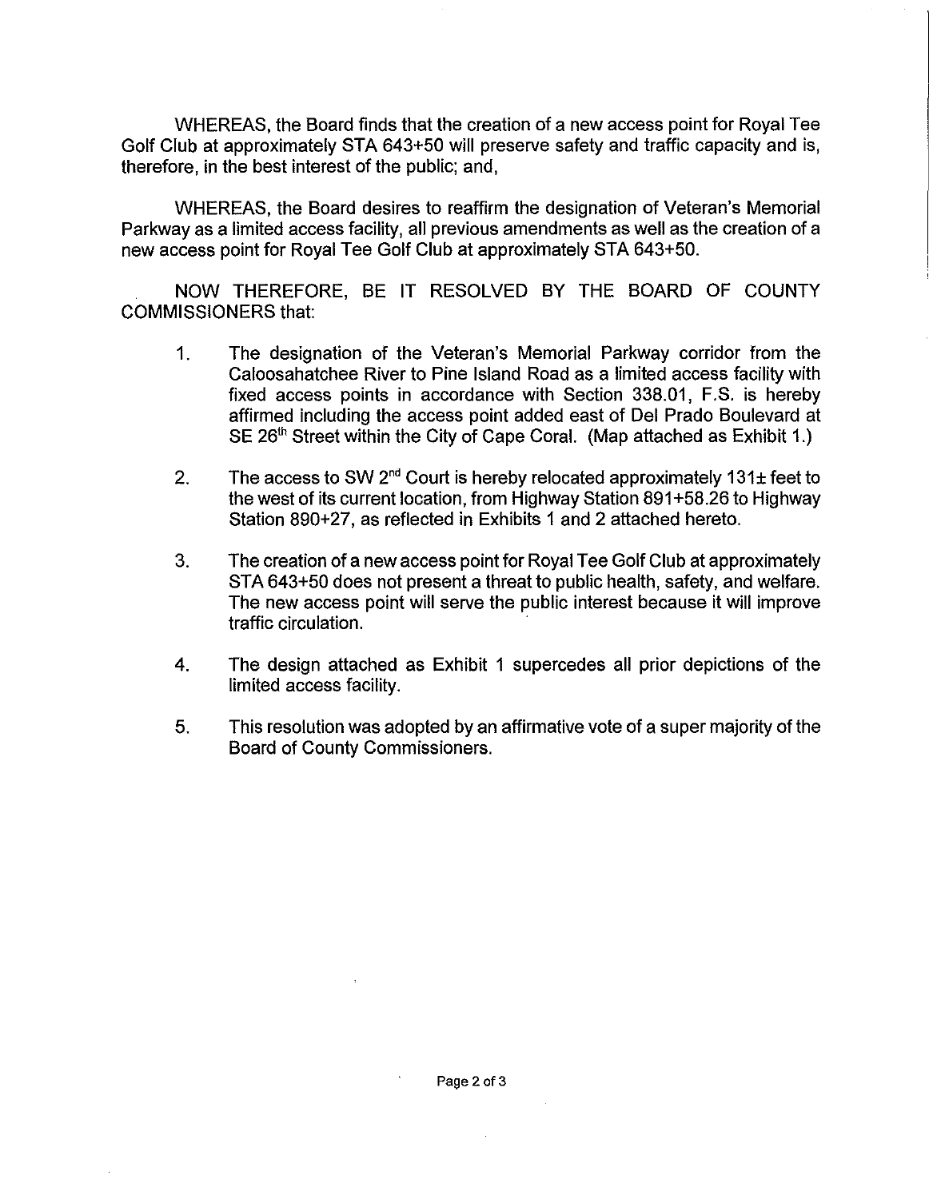WHEREAS, the Board finds that the creation of a new access point for Royal Tee Golf Club at approximately STA 643+50 will preserve safety and traffic capacity and is, therefore, in the best interest of the public; and,

WHEREAS, the Board desires to reaffirm the designation of Veteran's Memorial Parkway as a limited access facility, all previous amendments as well as the creation of a new access point for Royal Tee Golf Club at approximately STA 643+50.

NOW THEREFORE, BE IT RESOLVED BY THE BOARD OF COUNTY COMMISSIONERS that:

1. The designation of the Veteran's Memorial Parkway corridor from the Caloosahatchee River to Pine Island Road as a limited access facility with fixed access points in accordance with Section 338.01, F.S. is hereby affirmed including the access point added east of Del Prado Boulevard at SE 26th Street within the City of Cape Coral. (Map attached as Exhibit 1.)

2. The access to SW 2nd Court is hereby relocated approximately 131± feet to the west of its current location, from Highway Station 891+58.26 to Highway Station 890+27, as reflected in Exhibits 1 and 2 attached hereto.

3. The creation of a new access point for Royal Tee Golf Club at approximately STA 643+50 does not present a threat to public health, safety, and welfare. The new access point will serve the public interest because it will improve traffic circulation.

4. The design attached as Exhibit 1 supercedes all prior depictions of the limited access facility.

5. This resolution was adopted by an affirmative vote of a super majority of the Board of County Commissioners.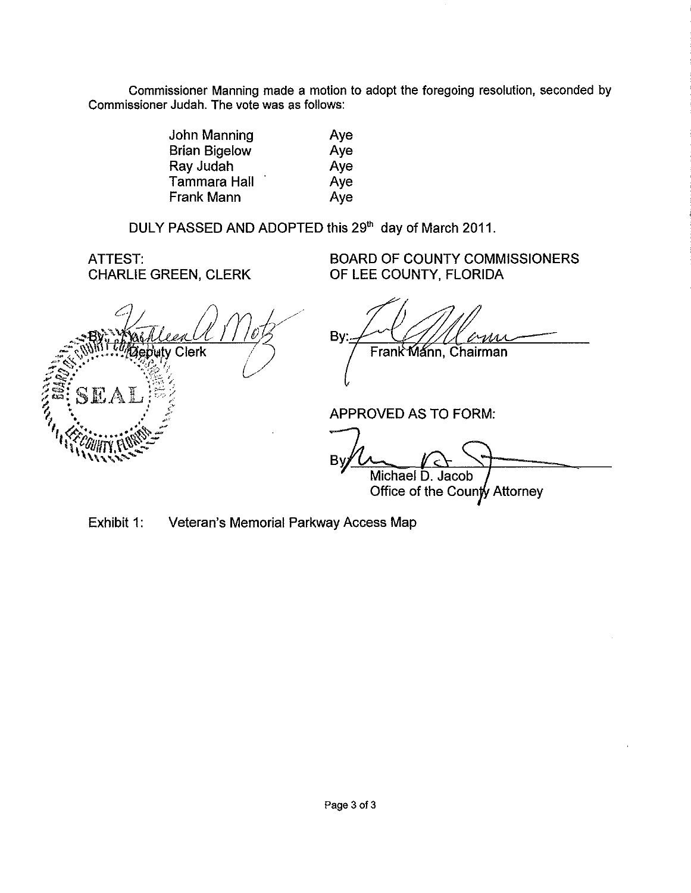Commissioner Manning made a motion to adopt the foregoing resolution, seconded by Commissioner Judah. The vote was as follows:

| | |
|---|---|
| John Manning | Aye |
| Brian Bigelow | Aye |
| Ray Judah | Aye |
| Tammara Hall | Aye |
| Frank Mann | Aye |

DULY PASSED AND ADOPTED this 29th day of March 2011.

ATTEST:
CHARLIE GREEN, CLERK

By: Kathleen A. Motz
Deputy Clerk

SEAL
BOARD OF COUNTY COMMISSIONERS
LEE COUNTY, FLORIDA

BOARD OF COUNTY COMMISSIONERS
OF LEE COUNTY, FLORIDA

By: Frank Mann
Frank Mann, Chairman

APPROVED AS TO FORM:

By: Michael D. Jacob
Michael D. Jacob
Office of the County Attorney

Exhibit 1: Veteran's Memorial Parkway Access Map